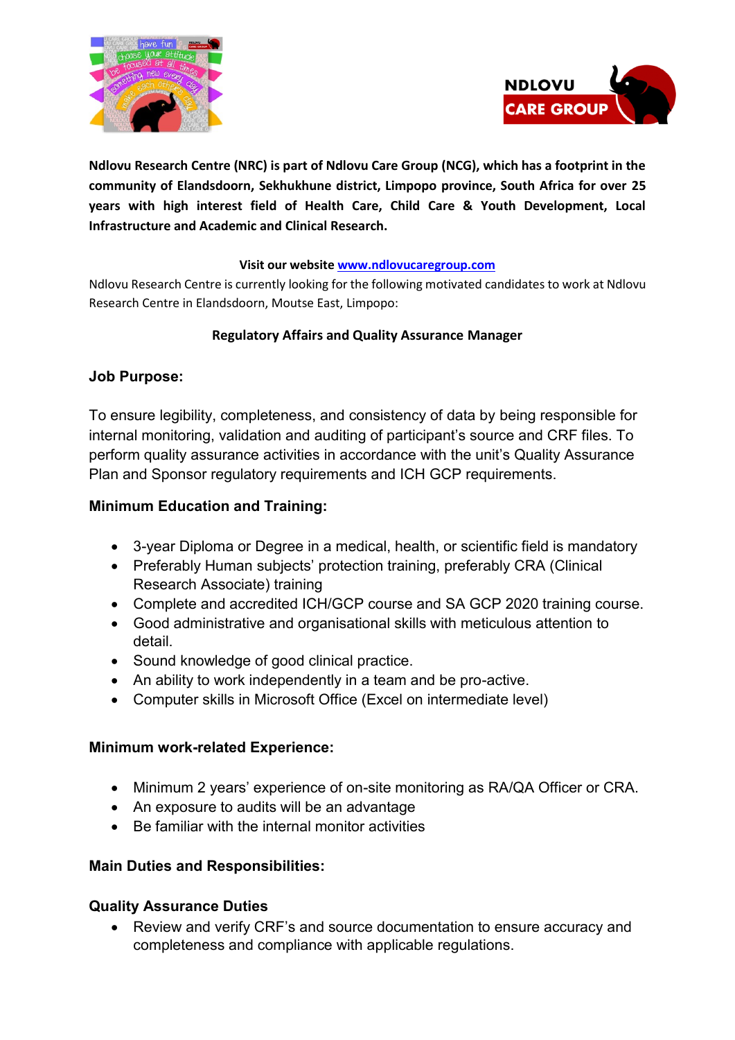**Ndlovu Research Centre (NRC) is part of Ndlovu Care Group (NCG), which has a footprint in the community of Elandsdoorn, Sekhukhune district, Limpopo province, South Africa for over 25 years with high interest field of Health Care, Child Care & Youth Development, Local Infrastructure and Academic and Clinical Research.**

**Visit our website [www.ndlovucaregroup.com](http://www.ndlovucaregroup.com)**

Ndlovu Research Centre is currently looking for the following motivated candidates to work at Ndlovu Research Centre in Elandsdoorn, Moutse East, Limpopo:

**Regulatory Affairs and Quality Assurance Manager**

## Job Purpose:

To ensure legibility, completeness, and consistency of data by being responsible for internal monitoring, validation and auditing of participant's source and CRF files. To perform quality assurance activities in accordance with the unit's Quality Assurance Plan and Sponsor regulatory requirements and ICH GCP requirements.

## Minimum Education and Training:

- 3-year Diploma or Degree in a medical, health, or scientific field is mandatory
- Preferably Human subjects' protection training, preferably CRA (Clinical Research Associate) training
- Complete and accredited ICH/GCP course and SA GCP 2020 training course.
- Good administrative and organisational skills with meticulous attention to detail.
- Sound knowledge of good clinical practice.
- An ability to work independently in a team and be pro-active.
- Computer skills in Microsoft Office (Excel on intermediate level)

## Minimum work-related Experience:

- Minimum 2 years' experience of on-site monitoring as RA/QA Officer or CRA.
- An exposure to audits will be an advantage
- Be familiar with the internal monitor activities

## Main Duties and Responsibilities:

### Quality Assurance Duties

- Review and verify CRF's and source documentation to ensure accuracy and completeness and compliance with applicable regulations.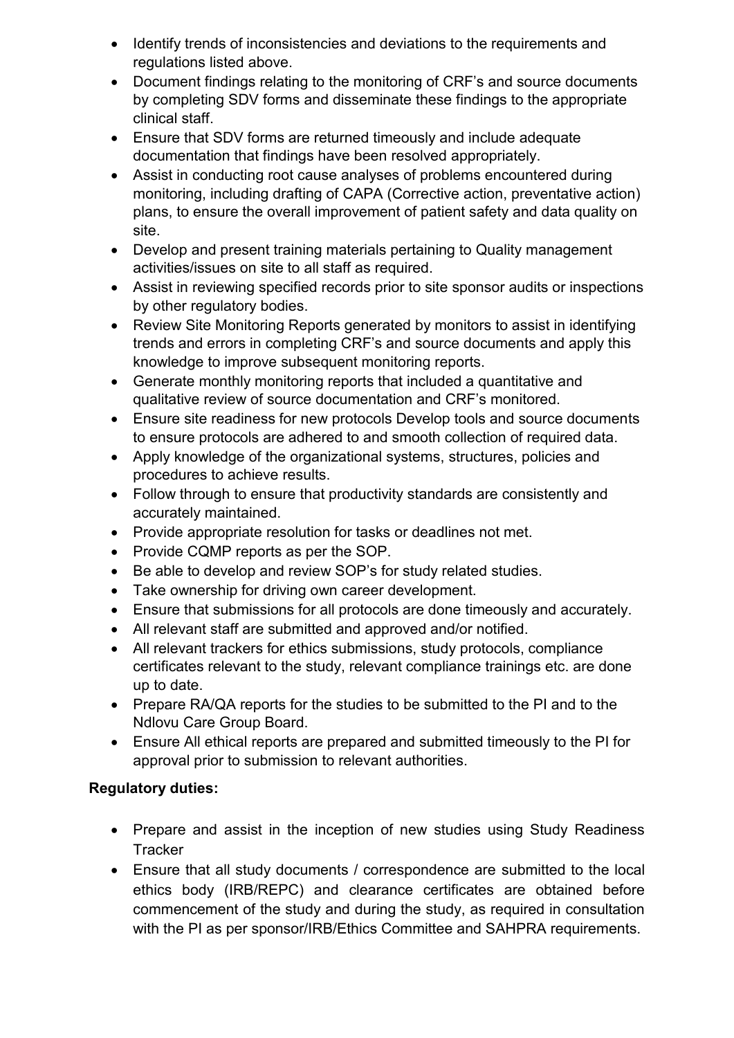- Identify trends of inconsistencies and deviations to the requirements and regulations listed above.
- Document findings relating to the monitoring of CRF's and source documents by completing SDV forms and disseminate these findings to the appropriate clinical staff.
- Ensure that SDV forms are returned timeously and include adequate documentation that findings have been resolved appropriately.
- Assist in conducting root cause analyses of problems encountered during monitoring, including drafting of CAPA (Corrective action, preventative action) plans, to ensure the overall improvement of patient safety and data quality on site.
- Develop and present training materials pertaining to Quality management activities/issues on site to all staff as required.
- Assist in reviewing specified records prior to site sponsor audits or inspections by other regulatory bodies.
- Review Site Monitoring Reports generated by monitors to assist in identifying trends and errors in completing CRF's and source documents and apply this knowledge to improve subsequent monitoring reports.
- Generate monthly monitoring reports that included a quantitative and qualitative review of source documentation and CRF's monitored.
- Ensure site readiness for new protocols Develop tools and source documents to ensure protocols are adhered to and smooth collection of required data.
- Apply knowledge of the organizational systems, structures, policies and procedures to achieve results.
- Follow through to ensure that productivity standards are consistently and accurately maintained.
- Provide appropriate resolution for tasks or deadlines not met.
- Provide CQMP reports as per the SOP.
- Be able to develop and review SOP's for study related studies.
- Take ownership for driving own career development.
- Ensure that submissions for all protocols are done timeously and accurately.
- All relevant staff are submitted and approved and/or notified.
- All relevant trackers for ethics submissions, study protocols, compliance certificates relevant to the study, relevant compliance trainings etc. are done up to date.
- Prepare RA/QA reports for the studies to be submitted to the PI and to the Ndlovu Care Group Board.
- Ensure All ethical reports are prepared and submitted timeously to the PI for approval prior to submission to relevant authorities.

**Regulatory duties:**

- Prepare and assist in the inception of new studies using Study Readiness Tracker
- Ensure that all study documents / correspondence are submitted to the local ethics body (IRB/REPC) and clearance certificates are obtained before commencement of the study and during the study, as required in consultation with the PI as per sponsor/IRB/Ethics Committee and SAHPRA requirements.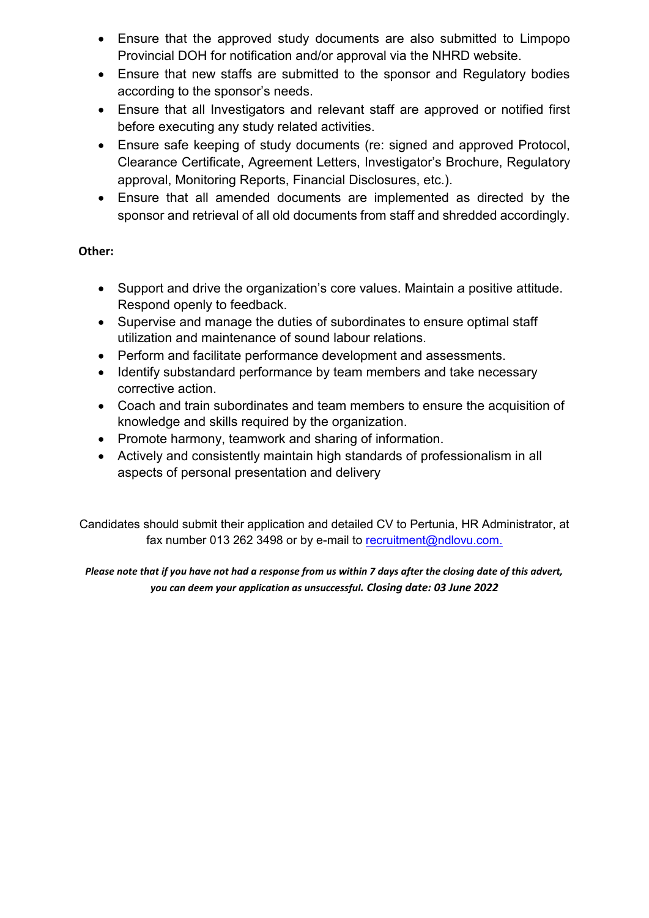- Ensure that the approved study documents are also submitted to Limpopo Provincial DOH for notification and/or approval via the NHRD website.
- Ensure that new staffs are submitted to the sponsor and Regulatory bodies according to the sponsor's needs.
- Ensure that all Investigators and relevant staff are approved or notified first before executing any study related activities.
- Ensure safe keeping of study documents (re: signed and approved Protocol, Clearance Certificate, Agreement Letters, Investigator's Brochure, Regulatory approval, Monitoring Reports, Financial Disclosures, etc.).
- Ensure that all amended documents are implemented as directed by the sponsor and retrieval of all old documents from staff and shredded accordingly.

**Other:**

- Support and drive the organization's core values. Maintain a positive attitude. Respond openly to feedback.
- Supervise and manage the duties of subordinates to ensure optimal staff utilization and maintenance of sound labour relations.
- Perform and facilitate performance development and assessments.
- Identify substandard performance by team members and take necessary corrective action.
- Coach and train subordinates and team members to ensure the acquisition of knowledge and skills required by the organization.
- Promote harmony, teamwork and sharing of information.
- Actively and consistently maintain high standards of professionalism in all aspects of personal presentation and delivery

Candidates should submit their application and detailed CV to Pertunia, HR Administrator, at fax number 013 262 3498 or by e-mail to recruitment@ndlovu.com.

***Please note that if you have not had a response from us within 7 days after the closing date of this advert, you can deem your application as unsuccessful. Closing date: 03 June 2022***